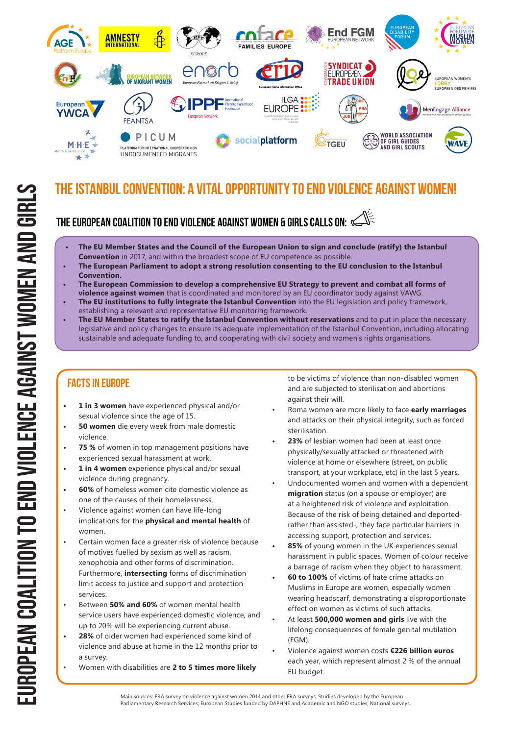# EUROPEAN COALITION TO END VIOLENCE AGAINST WOMEN AND GIRLS

## THE ISTANBUL CONVENTION: A VITAL OPPORTUNITY TO END VIOLENCE AGAINST WOMEN!

### THE EUROPEAN COALITION TO END VIOLENCE AGAINST WOMEN & GIRLS CALLS ON:

- **The EU Member States and the Council of the European Union to sign and conclude (ratify) the Istanbul Convention** in 2017, and within the broadest scope of EU competence as possible.
- **The European Parliament to adopt a strong resolution consenting to the EU conclusion to the Istanbul Convention.**
- **The European Commission to develop a comprehensive EU Strategy to prevent and combat all forms of violence against women** that is coordinated and monitored by an EU coordinator body against VAWG.
- **The EU institutions to fully integrate the Istanbul Convention** into the EU legislation and policy framework, establishing a relevant and representative EU monitoring framework.
- **The EU Member States to ratify the Istanbul Convention without reservations** and to put in place the necessary legislative and policy changes to ensure its adequate implementation of the Istanbul Convention, including allocating sustainable and adequate funding to, and cooperating with civil society and women's rights organisations.

### FACTS IN EUROPE

- **1 in 3 women** have experienced physical and/or sexual violence since the age of 15.
- **50 women** die every week from male domestic violence.
- **75 %** of women in top management positions have experienced sexual harassment at work.
- **1 in 4 women** experience physical and/or sexual violence during pregnancy.
- **60%** of homeless women cite domestic violence as one of the causes of their homelessness.
- Violence against women can have life-long implications for the **physical and mental health** of women.
- Certain women face a greater risk of violence because of motives fuelled by sexism as well as racism, xenophobia and other forms of discrimination. Furthermore, **intersecting** forms of discrimination limit access to justice and support and protection services.
- Between **50% and 60%** of women mental health service users have experienced domestic violence, and up to 20% will be experiencing current abuse.
- **28%** of older women had experienced some kind of violence and abuse at home in the 12 months prior to a survey.
- Women with disabilities are **2 to 5 times more likely** to be victims of violence than non-disabled women and are subjected to sterilisation and abortions against their will.
- Roma women are more likely to face **early marriages** and attacks on their physical integrity, such as forced sterilisation.
- **23%** of lesbian women had been at least once physically/sexually attacked or threatened with violence at home or elsewhere (street, on public transport, at your workplace, etc) in the last 5 years.
- Undocumented women and women with a dependent **migration** status (on a spouse or employer) are at a heightened risk of violence and exploitation. Because of the risk of being detained and deported- rather than assisted-, they face particular barriers in accessing support, protection and services.
- **85%** of young women in the UK experiences sexual harassment in public spaces. Women of colour receive a barrage of racism when they object to harassment.
- **60 to 100%** of victims of hate crime attacks on Muslims in Europe are women, especially women wearing headscarf, demonstrating a disproportionate effect on women as victims of such attacks.
- At least **500,000 women and girls** live with the lifelong consequences of female genital mutilation (FGM).
- Violence against women costs **€226 billion euros** each year, which represent almost 2 % of the annual EU budget.

Main sources: FRA survey on violence against women 2014 and other FRA surveys; Studies developed by the European Parliamentary Research Services; European Studies funded by DAPHNE and Academic and NGO studies; National surveys.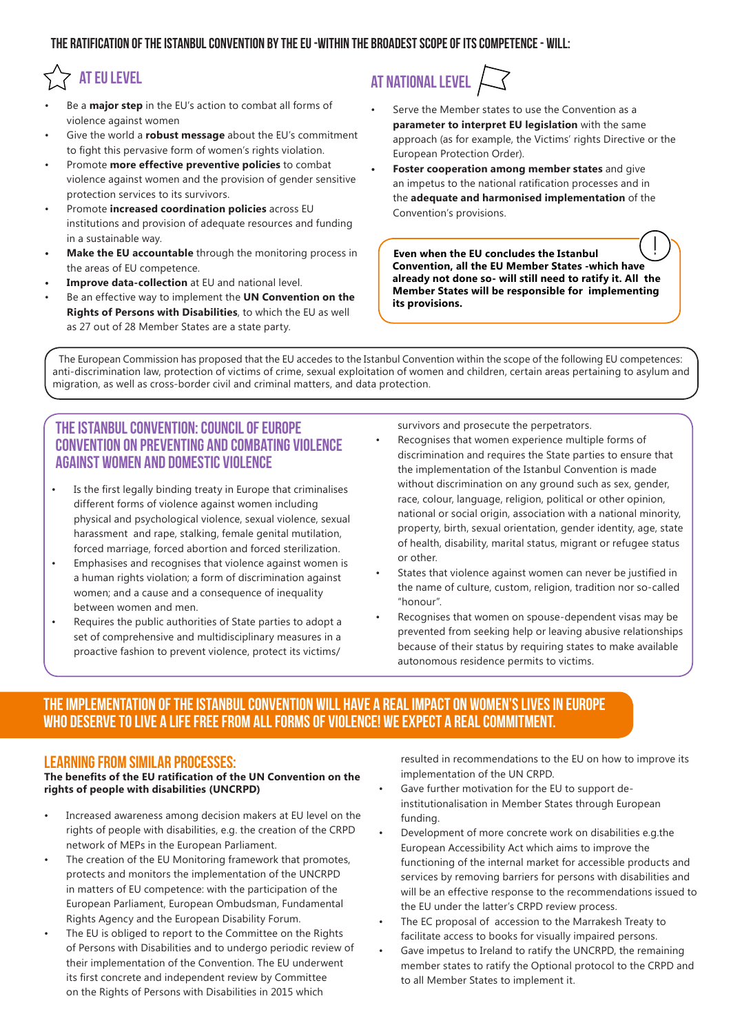## THE RATIFICATION OF THE ISTANBUL CONVENTION BY THE EU -WITHIN THE BROADEST SCOPE OF ITS COMPETENCE - WILL:

### AT EU LEVEL

- Be a **major step** in the EU's action to combat all forms of violence against women
- Give the world a **robust message** about the EU's commitment to fight this pervasive form of women's rights violation.
- Promote **more effective preventive policies** to combat violence against women and the provision of gender sensitive protection services to its survivors.
- Promote **increased coordination policies** across EU institutions and provision of adequate resources and funding in a sustainable way.
- **Make the EU accountable** through the monitoring process in the areas of EU competence.
- **Improve data-collection** at EU and national level.
- Be an effective way to implement the **UN Convention on the Rights of Persons with Disabilities**, to which the EU as well as 27 out of 28 Member States are a state party.

### AT NATIONAL LEVEL

- Serve the Member states to use the Convention as a **parameter to interpret EU legislation** with the same approach (as for example, the Victims' rights Directive or the European Protection Order).
- **Foster cooperation among member states** and give an impetus to the national ratification processes and in the **adequate and harmonised implementation** of the Convention's provisions.

**Even when the EU concludes the Istanbul Convention, all the EU Member States -which have already not done so- will still need to ratify it. All the Member States will be responsible for implementing its provisions.**

The European Commission has proposed that the EU accedes to the Istanbul Convention within the scope of the following EU competences: anti-discrimination law, protection of victims of crime, sexual exploitation of women and children, certain areas pertaining to asylum and migration, as well as cross-border civil and criminal matters, and data protection.

## THE ISTANBUL CONVENTION: COUNCIL OF EUROPE CONVENTION ON PREVENTING AND COMBATING VIOLENCE AGAINST WOMEN AND DOMESTIC VIOLENCE

- Is the first legally binding treaty in Europe that criminalises different forms of violence against women including physical and psychological violence, sexual violence, sexual harassment and rape, stalking, female genital mutilation, forced marriage, forced abortion and forced sterilization.
- Emphasises and recognises that violence against women is a human rights violation; a form of discrimination against women; and a cause and a consequence of inequality between women and men.
- Requires the public authorities of State parties to adopt a set of comprehensive and multidisciplinary measures in a proactive fashion to prevent violence, protect its victims/ survivors and prosecute the perpetrators.
- Recognises that women experience multiple forms of discrimination and requires the State parties to ensure that the implementation of the Istanbul Convention is made without discrimination on any ground such as sex, gender, race, colour, language, religion, political or other opinion, national or social origin, association with a national minority, property, birth, sexual orientation, gender identity, age, state of health, disability, marital status, migrant or refugee status or other.
- States that violence against women can never be justified in the name of culture, custom, religion, tradition nor so-called "honour".
- Recognises that women on spouse-dependent visas may be prevented from seeking help or leaving abusive relationships because of their status by requiring states to make available autonomous residence permits to victims.

## THE IMPLEMENTATION OF THE ISTANBUL CONVENTION WILL HAVE A REAL IMPACT ON WOMEN'S LIVES IN EUROPE WHO DESERVE TO LIVE A LIFE FREE FROM ALL FORMS OF VIOLENCE! WE EXPECT A REAL COMMITMENT.

## LEARNING FROM SIMILAR PROCESSES:

**The benefits of the EU ratification of the UN Convention on the rights of people with disabilities (UNCRPD)**

- Increased awareness among decision makers at EU level on the rights of people with disabilities, e.g. the creation of the CRPD network of MEPs in the European Parliament.
- The creation of the EU Monitoring framework that promotes, protects and monitors the implementation of the UNCRPD in matters of EU competence: with the participation of the European Parliament, European Ombudsman, Fundamental Rights Agency and the European Disability Forum.
- The EU is obliged to report to the Committee on the Rights of Persons with Disabilities and to undergo periodic review of their implementation of the Convention. The EU underwent its first concrete and independent review by Committee on the Rights of Persons with Disabilities in 2015 which resulted in recommendations to the EU on how to improve its implementation of the UN CRPD.
- Gave further motivation for the EU to support de-institutionalisation in Member States through European funding.
- Development of more concrete work on disabilities e.g.the European Accessibility Act which aims to improve the functioning of the internal market for accessible products and services by removing barriers for persons with disabilities and will be an effective response to the recommendations issued to the EU under the latter's CRPD review process.
- The EC proposal of accession to the Marrakesh Treaty to facilitate access to books for visually impaired persons.
- Gave impetus to Ireland to ratify the UNCRPD, the remaining member states to ratify the Optional protocol to the CRPD and to all Member States to implement it.